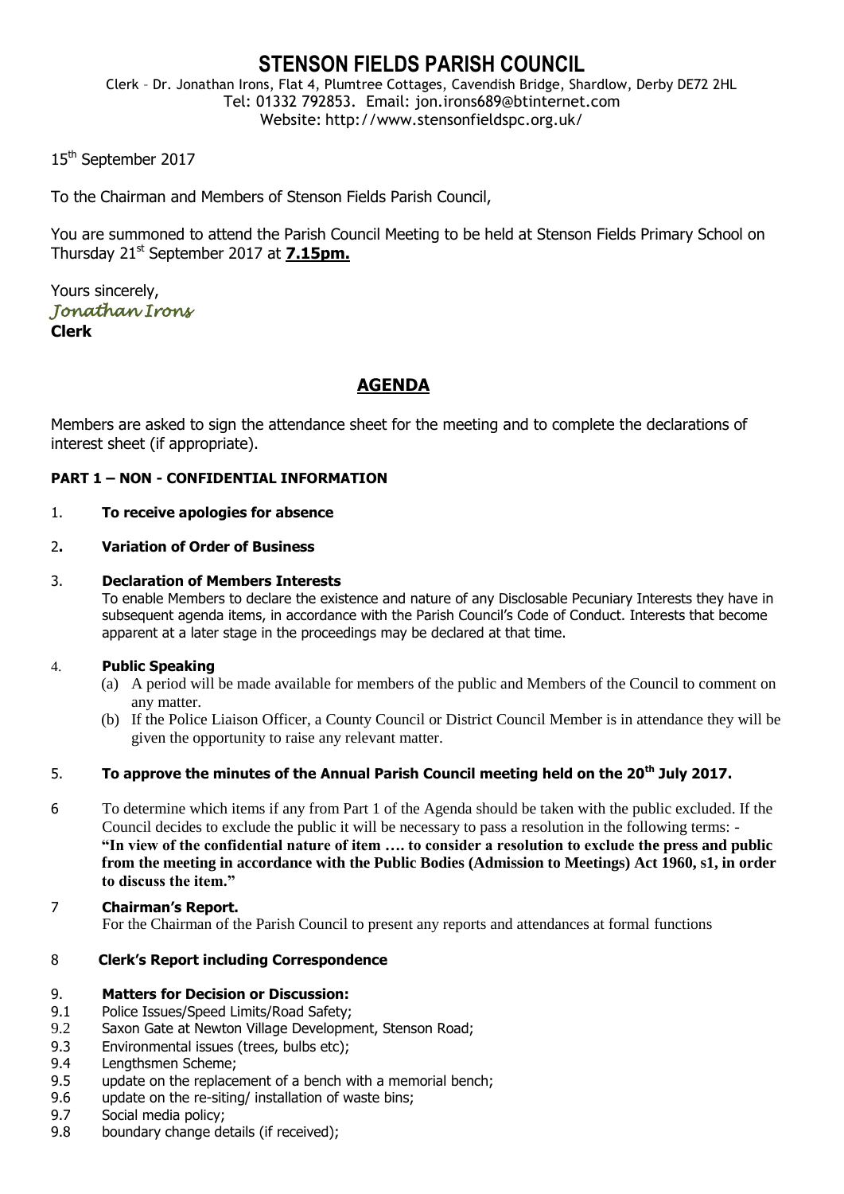# STENSON FIELDS PARISH COUNCIL

Clerk – Dr. Jonathan Irons, Flat 4, Plumtree Cottages, Cavendish Bridge, Shardlow, Derby DE72 2HL
Tel: 01332 792853. Email: jon.irons689@btinternet.com
Website: http://www.stensonfieldspc.org.uk/

15th September 2017

To the Chairman and Members of Stenson Fields Parish Council,

You are summoned to attend the Parish Council Meeting to be held at Stenson Fields Primary School on Thursday 21st September 2017 at **7.15pm.**

Yours sincerely,
*Jonathan Irons*
**Clerk**

## AGENDA

Members are asked to sign the attendance sheet for the meeting and to complete the declarations of interest sheet (if appropriate).

**PART 1 – NON - CONFIDENTIAL INFORMATION**

1. **To receive apologies for absence**

2. **Variation of Order of Business**

3. **Declaration of Members Interests**
   To enable Members to declare the existence and nature of any Disclosable Pecuniary Interests they have in subsequent agenda items, in accordance with the Parish Council's Code of Conduct. Interests that become apparent at a later stage in the proceedings may be declared at that time.

4. **Public Speaking**
   (a) A period will be made available for members of the public and Members of the Council to comment on any matter.
   (b) If the Police Liaison Officer, a County Council or District Council Member is in attendance they will be given the opportunity to raise any relevant matter.

5. **To approve the minutes of the Annual Parish Council meeting held on the 20th July 2017.**

6. To determine which items if any from Part 1 of the Agenda should be taken with the public excluded. If the Council decides to exclude the public it will be necessary to pass a resolution in the following terms: - **"In view of the confidential nature of item …. to consider a resolution to exclude the press and public from the meeting in accordance with the Public Bodies (Admission to Meetings) Act 1960, s1, in order to discuss the item."**

7. **Chairman's Report.**
   For the Chairman of the Parish Council to present any reports and attendances at formal functions

8. **Clerk's Report including Correspondence**

9. **Matters for Decision or Discussion:**

9.1 Police Issues/Speed Limits/Road Safety;
9.2 Saxon Gate at Newton Village Development, Stenson Road;
9.3 Environmental issues (trees, bulbs etc);
9.4 Lengthsmen Scheme;
9.5 update on the replacement of a bench with a memorial bench;
9.6 update on the re-siting/ installation of waste bins;
9.7 Social media policy;
9.8 boundary change details (if received);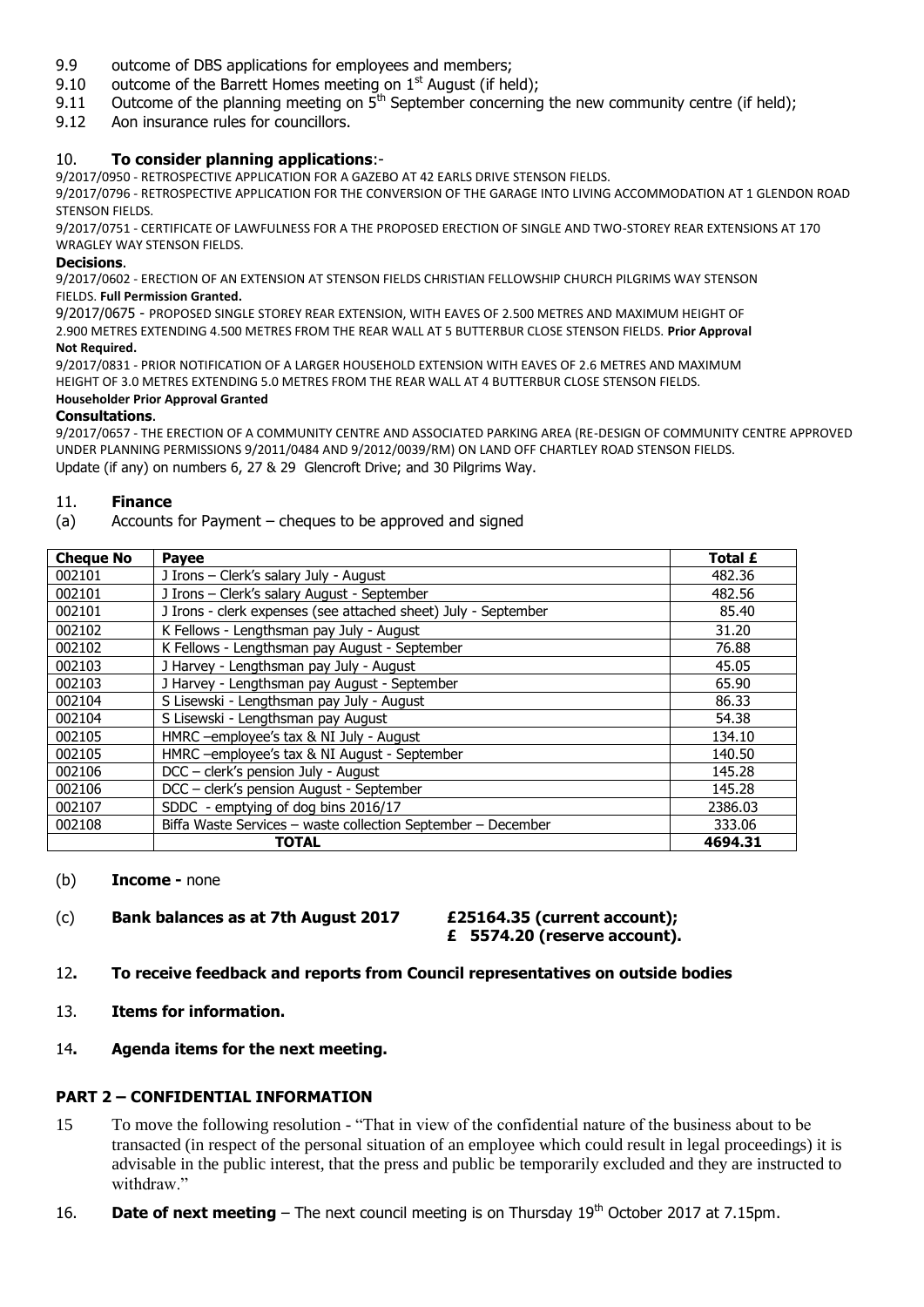9.9 outcome of DBS applications for employees and members;
9.10 outcome of the Barrett Homes meeting on 1st August (if held);
9.11 Outcome of the planning meeting on 5th September concerning the new community centre (if held);
9.12 Aon insurance rules for councillors.

## 10. **To consider planning applications**:-

9/2017/0950 - RETROSPECTIVE APPLICATION FOR A GAZEBO AT 42 EARLS DRIVE STENSON FIELDS.

9/2017/0796 - RETROSPECTIVE APPLICATION FOR THE CONVERSION OF THE GARAGE INTO LIVING ACCOMMODATION AT 1 GLENDON ROAD STENSON FIELDS.

9/2017/0751 - CERTIFICATE OF LAWFULNESS FOR A THE PROPOSED ERECTION OF SINGLE AND TWO-STOREY REAR EXTENSIONS AT 170 WRAGLEY WAY STENSON FIELDS.

**Decisions**.

9/2017/0602 - ERECTION OF AN EXTENSION AT STENSON FIELDS CHRISTIAN FELLOWSHIP CHURCH PILGRIMS WAY STENSON FIELDS. **Full Permission Granted.**

9/2017/0675 - PROPOSED SINGLE STOREY REAR EXTENSION, WITH EAVES OF 2.500 METRES AND MAXIMUM HEIGHT OF 2.900 METRES EXTENDING 4.500 METRES FROM THE REAR WALL AT 5 BUTTERBUR CLOSE STENSON FIELDS. **Prior Approval Not Required.**

9/2017/0831 - PRIOR NOTIFICATION OF A LARGER HOUSEHOLD EXTENSION WITH EAVES OF 2.6 METRES AND MAXIMUM HEIGHT OF 3.0 METRES EXTENDING 5.0 METRES FROM THE REAR WALL AT 4 BUTTERBUR CLOSE STENSON FIELDS. **Householder Prior Approval Granted**

**Consultations**.

9/2017/0657 - THE ERECTION OF A COMMUNITY CENTRE AND ASSOCIATED PARKING AREA (RE-DESIGN OF COMMUNITY CENTRE APPROVED UNDER PLANNING PERMISSIONS 9/2011/0484 AND 9/2012/0039/RM) ON LAND OFF CHARTLEY ROAD STENSON FIELDS.

Update (if any) on numbers 6, 27 & 29 Glencroft Drive; and 30 Pilgrims Way.

## 11. **Finance**

(a) Accounts for Payment – cheques to be approved and signed

| Cheque No | Payee | Total £ |
|---|---|---|
| 002101 | J Irons – Clerk's salary July - August | 482.36 |
| 002101 | J Irons – Clerk's salary August - September | 482.56 |
| 002101 | J Irons - clerk expenses (see attached sheet) July - September | 85.40 |
| 002102 | K Fellows - Lengthsman pay July - August | 31.20 |
| 002102 | K Fellows - Lengthsman pay August - September | 76.88 |
| 002103 | J Harvey - Lengthsman pay July - August | 45.05 |
| 002103 | J Harvey - Lengthsman pay August - September | 65.90 |
| 002104 | S Lisewski - Lengthsman pay July - August | 86.33 |
| 002104 | S Lisewski - Lengthsman pay August | 54.38 |
| 002105 | HMRC –employee's tax & NI July - August | 134.10 |
| 002105 | HMRC –employee's tax & NI August - September | 140.50 |
| 002106 | DCC – clerk's pension July - August | 145.28 |
| 002106 | DCC – clerk's pension August - September | 145.28 |
| 002107 | SDDC - emptying of dog bins 2016/17 | 2386.03 |
| 002108 | Biffa Waste Services – waste collection September – December | 333.06 |
| | **TOTAL** | **4694.31** |

(b) **Income -** none

(c) **Bank balances as at 7th August 2017** **£25164.35 (current account);**
**£ 5574.20 (reserve account).**

## 12. **To receive feedback and reports from Council representatives on outside bodies**

## 13. **Items for information.**

## 14. **Agenda items for the next meeting.**

## **PART 2 – CONFIDENTIAL INFORMATION**

15 To move the following resolution - "That in view of the confidential nature of the business about to be transacted (in respect of the personal situation of an employee which could result in legal proceedings) it is advisable in the public interest, that the press and public be temporarily excluded and they are instructed to withdraw."

16. **Date of next meeting** – The next council meeting is on Thursday 19th October 2017 at 7.15pm.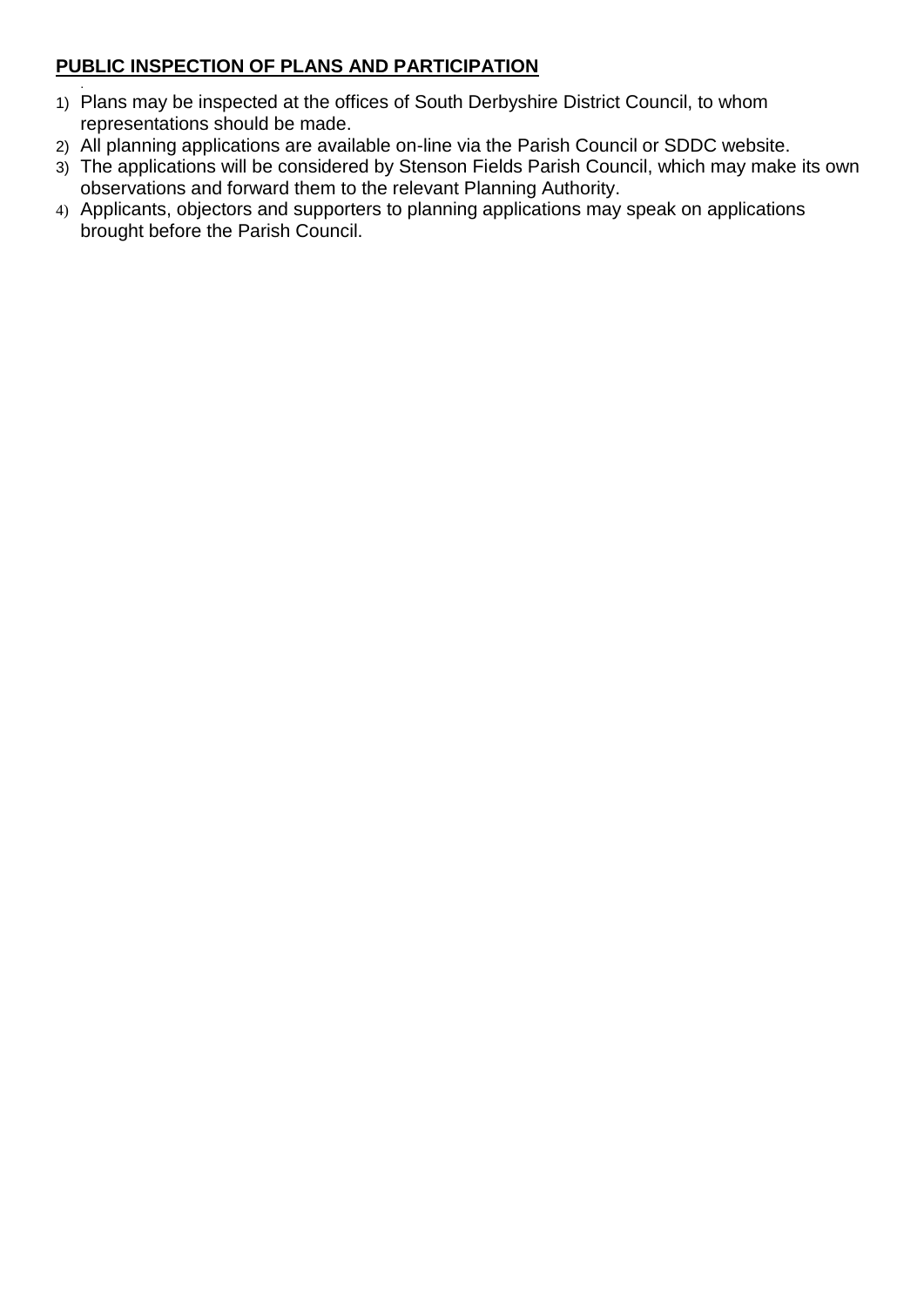## PUBLIC INSPECTION OF PLANS AND PARTICIPATION

1) Plans may be inspected at the offices of South Derbyshire District Council, to whom representations should be made.
2) All planning applications are available on-line via the Parish Council or SDDC website.
3) The applications will be considered by Stenson Fields Parish Council, which may make its own observations and forward them to the relevant Planning Authority.
4) Applicants, objectors and supporters to planning applications may speak on applications brought before the Parish Council.